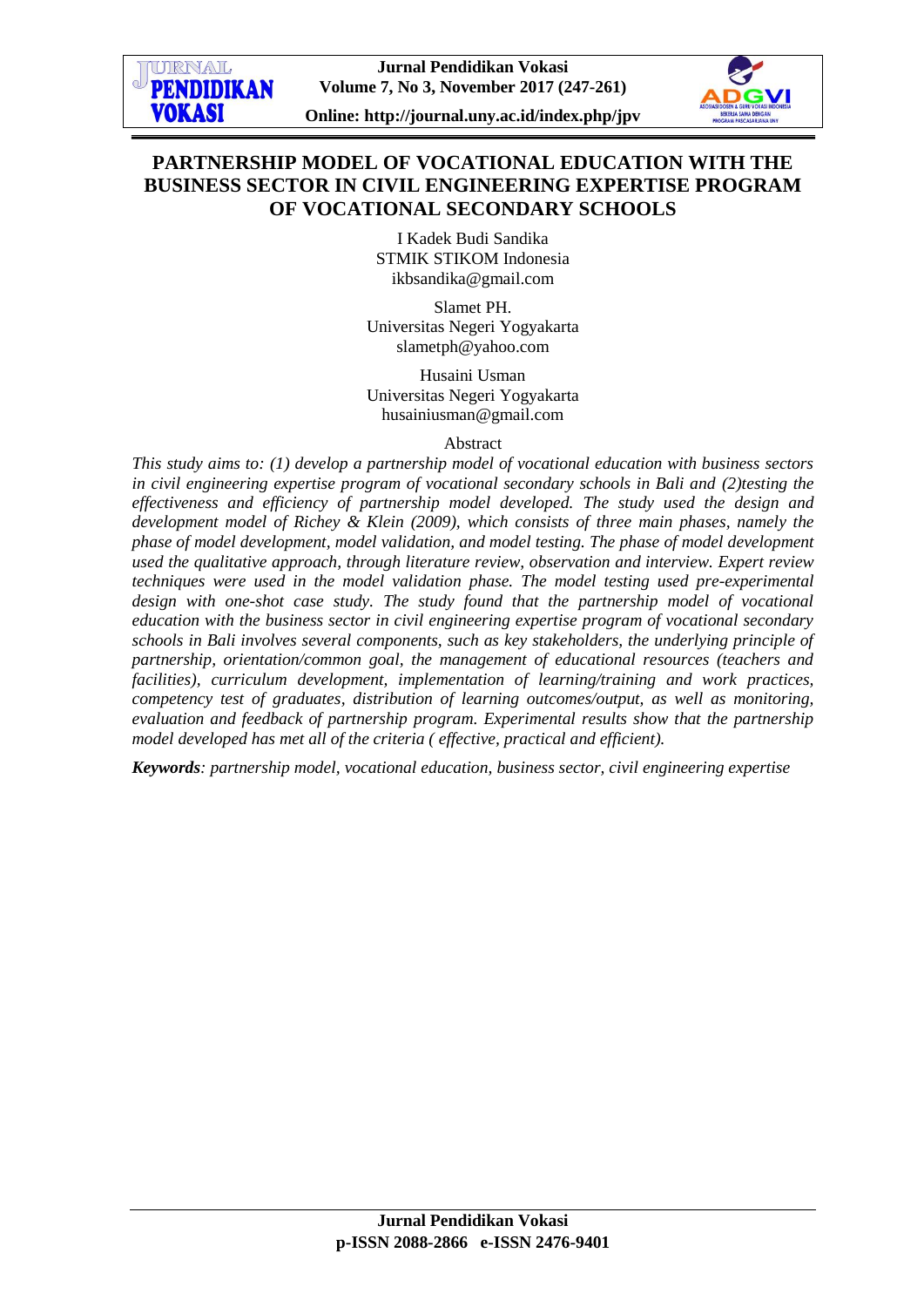# PARTNERSHIP MODEL OF VOCATIONAL EDUCATION WITH THE BUSINESS SECTOR IN CIVIL ENGINEERING EXPERTISE PROGRAM OF VOCATIONAL SECONDARY SCHOOLS

I Kadek Budi Sandika
STMIK STIKOM Indonesia
ikbsandika@gmail.com

Slamet PH.
Universitas Negeri Yogyakarta
slametph@yahoo.com

Husaini Usman
Universitas Negeri Yogyakarta
husainiusman@gmail.com

## Abstract

*This study aims to: (1) develop a partnership model of vocational education with business sectors in civil engineering expertise program of vocational secondary schools in Bali and (2)testing the effectiveness and efficiency of partnership model developed. The study used the design and development model of Richey & Klein (2009), which consists of three main phases, namely the phase of model development, model validation, and model testing. The phase of model development used the qualitative approach, through literature review, observation and interview. Expert review techniques were used in the model validation phase. The model testing used pre-experimental design with one-shot case study. The study found that the partnership model of vocational education with the business sector in civil engineering expertise program of vocational secondary schools in Bali involves several components, such as key stakeholders, the underlying principle of partnership, orientation/common goal, the management of educational resources (teachers and facilities), curriculum development, implementation of learning/training and work practices, competency test of graduates, distribution of learning outcomes/output, as well as monitoring, evaluation and feedback of partnership program. Experimental results show that the partnership model developed has met all of the criteria ( effective, practical and efficient).*

***Keywords**: partnership model, vocational education, business sector, civil engineering expertise*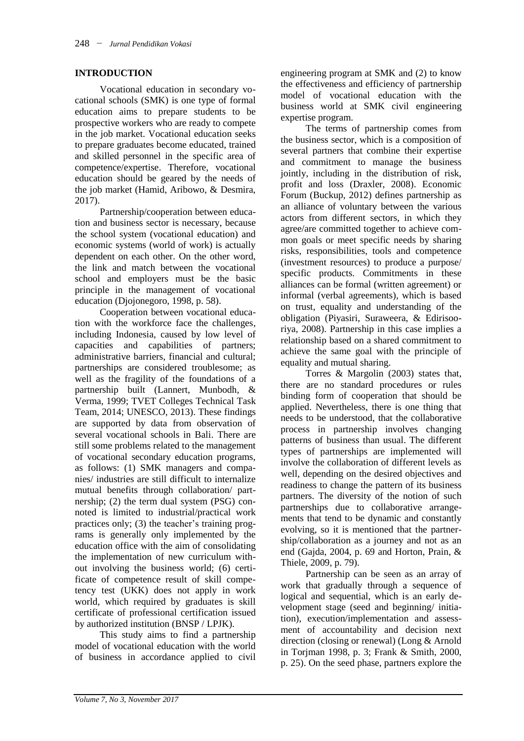## INTRODUCTION

Vocational education in secondary vocational schools (SMK) is one type of formal education aims to prepare students to be prospective workers who are ready to compete in the job market. Vocational education seeks to prepare graduates become educated, trained and skilled personnel in the specific area of competence/expertise. Therefore, vocational education should be geared by the needs of the job market (Hamid, Aribowo, & Desmira, 2017).

Partnership/cooperation between education and business sector is necessary, because the school system (vocational education) and economic systems (world of work) is actually dependent on each other. On the other word, the link and match between the vocational school and employers must be the basic principle in the management of vocational education (Djojonegoro, 1998, p. 58).

Cooperation between vocational education with the workforce face the challenges, including Indonesia, caused by low level of capacities and capabilities of partners; administrative barriers, financial and cultural; partnerships are considered troublesome; as well as the fragility of the foundations of a partnership built (Lannert, Munbodh, & Verma, 1999; TVET Colleges Technical Task Team, 2014; UNESCO, 2013). These findings are supported by data from observation of several vocational schools in Bali. There are still some problems related to the management of vocational secondary education programs, as follows: (1) SMK managers and companies/ industries are still difficult to internalize mutual benefits through collaboration/ partnership; (2) the term dual system (PSG) connoted is limited to industrial/practical work practices only; (3) the teacher's training programs is generally only implemented by the education office with the aim of consolidating the implementation of new curriculum without involving the business world; (6) certificate of competence result of skill competency test (UKK) does not apply in work world, which required by graduates is skill certificate of professional certification issued by authorized institution (BNSP / LPJK).

This study aims to find a partnership model of vocational education with the world of business in accordance applied to civil engineering program at SMK and (2) to know the effectiveness and efficiency of partnership model of vocational education with the business world at SMK civil engineering expertise program.

The terms of partnership comes from the business sector, which is a composition of several partners that combine their expertise and commitment to manage the business jointly, including in the distribution of risk, profit and loss (Draxler, 2008). Economic Forum (Buckup, 2012) defines partnership as an alliance of voluntary between the various actors from different sectors, in which they agree/are committed together to achieve common goals or meet specific needs by sharing risks, responsibilities, tools and competence (investment resources) to produce a purpose/ specific products. Commitments in these alliances can be formal (written agreement) or informal (verbal agreements), which is based on trust, equality and understanding of the obligation (Piyasiri, Suraweera, & Edirisooriya, 2008). Partnership in this case implies a relationship based on a shared commitment to achieve the same goal with the principle of equality and mutual sharing.

Torres & Margolin (2003) states that, there are no standard procedures or rules binding form of cooperation that should be applied. Nevertheless, there is one thing that needs to be understood, that the collaborative process in partnership involves changing patterns of business than usual. The different types of partnerships are implemented will involve the collaboration of different levels as well, depending on the desired objectives and readiness to change the pattern of its business partners. The diversity of the notion of such partnerships due to collaborative arrangements that tend to be dynamic and constantly evolving, so it is mentioned that the partnership/collaboration as a journey and not as an end (Gajda, 2004, p. 69 and Horton, Prain, & Thiele, 2009, p. 79).

Partnership can be seen as an array of work that gradually through a sequence of logical and sequential, which is an early development stage (seed and beginning/ initiation), execution/implementation and assessment of accountability and decision next direction (closing or renewal) (Long & Arnold in Torjman 1998, p. 3; Frank & Smith, 2000, p. 25). On the seed phase, partners explore the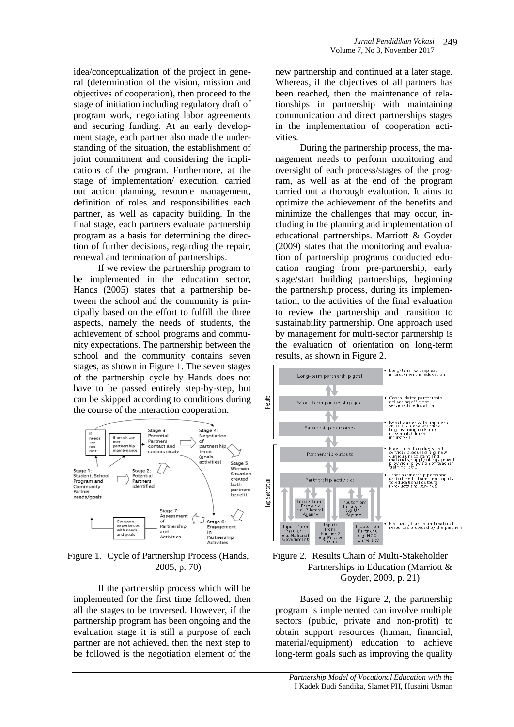idea/conceptualization of the project in general (determination of the vision, mission and objectives of cooperation), then proceed to the stage of initiation including regulatory draft of program work, negotiating labor agreements and securing funding. At an early development stage, each partner also made the understanding of the situation, the establishment of joint commitment and considering the implications of the program. Furthermore, at the stage of implementation/ execution, carried out action planning, resource management, definition of roles and responsibilities each partner, as well as capacity building. In the final stage, each partners evaluate partnership program as a basis for determining the direction of further decisions, regarding the repair, renewal and termination of partnerships.

If we review the partnership program to be implemented in the education sector, Hands (2005) states that a partnership between the school and the community is principally based on the effort to fulfill the three aspects, namely the needs of students, the achievement of school programs and community expectations. The partnership between the school and the community contains seven stages, as shown in Figure 1. The seven stages of the partnership cycle by Hands does not have to be passed entirely step-by-step, but can be skipped according to conditions during the course of the interaction cooperation.

Figure 1. Cycle of Partnership Process (Hands, 2005, p. 70)

If the partnership process which will be implemented for the first time followed, then all the stages to be traversed. However, if the partnership program has been ongoing and the evaluation stage it is still a purpose of each partner are not achieved, then the next step to be followed is the negotiation element of the new partnership and continued at a later stage. Whereas, if the objectives of all partners has been reached, then the maintenance of relationships in partnership with maintaining communication and direct partnerships stages in the implementation of cooperation activities.

During the partnership process, the management needs to perform monitoring and oversight of each process/stages of the program, as well as at the end of the program carried out a thorough evaluation. It aims to optimize the achievement of the benefits and minimize the challenges that may occur, including in the planning and implementation of educational partnerships. Marriott & Goyder (2009) states that the monitoring and evaluation of partnership programs conducted education ranging from pre-partnership, early stage/start building partnerships, beginning the partnership process, during its implementation, to the activities of the final evaluation to review the partnership and transition to sustainability partnership. One approach used by management for multi-sector partnership is the evaluation of orientation on long-term results, as shown in Figure 2.

Figure 2. Results Chain of Multi-Stakeholder Partnerships in Education (Marriott & Goyder, 2009, p. 21)

Based on the Figure 2, the partnership program is implemented can involve multiple sectors (public, private and non-profit) to obtain support resources (human, financial, material/equipment) education to achieve long-term goals such as improving the quality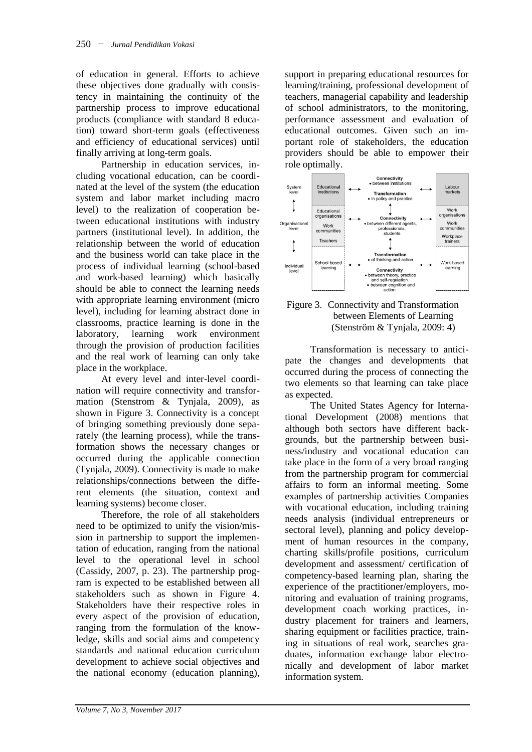of education in general. Efforts to achieve these objectives done gradually with consistency in maintaining the continuity of the partnership process to improve educational products (compliance with standard 8 education) toward short-term goals (effectiveness and efficiency of educational services) until finally arriving at long-term goals.

Partnership in education services, including vocational education, can be coordinated at the level of the system (the education system and labor market including macro level) to the realization of cooperation between educational institutions with industry partners (institutional level). In addition, the relationship between the world of education and the business world can take place in the process of individual learning (school-based and work-based learning) which basically should be able to connect the learning needs with appropriate learning environment (micro level), including for learning abstract done in classrooms, practice learning is done in the laboratory, learning work environment through the provision of production facilities and the real work of learning can only take place in the workplace.

At every level and inter-level coordination will require connectivity and transformation (Stenstrom & Tynjala, 2009), as shown in Figure 3. Connectivity is a concept of bringing something previously done separately (the learning process), while the transformation shows the necessary changes or occurred during the applicable connection (Tynjala, 2009). Connectivity is made to make relationships/connections between the different elements (the situation, context and learning systems) become closer.

Therefore, the role of all stakeholders need to be optimized to unify the vision/mission in partnership to support the implementation of education, ranging from the national level to the operational level in school (Cassidy, 2007, p. 23). The partnership program is expected to be established between all stakeholders such as shown in Figure 4. Stakeholders have their respective roles in every aspect of the provision of education, ranging from the formulation of the knowledge, skills and social aims and competency standards and national education curriculum development to achieve social objectives and the national economy (education planning), support in preparing educational resources for learning/training, professional development of teachers, managerial capability and leadership of school administrators, to the monitoring, performance assessment and evaluation of educational outcomes. Given such an important role of stakeholders, the education providers should be able to empower their role optimally.

| | | | | |
|---|---|---|---|---|
| System level | Educational institutions | ↔ | **Connectivity** • between institutions<br>**Transformation** • in policy and practice | ↔ | Labour markets |
| Organisational level | Educational organisations<br>Work communities<br>Teachers | ↔ | **Connectivity** • between different agents, professionals, students | ↔ | Work organisations<br>Work communities<br>Workplace trainers |
| Individual level | School-based learning | ↔ | **Transformation** • of thinking and action<br>**Connectivity** • between theory, practice and self-regulation • between cognition and action | ↔ | Work-based learning |

Figure 3. Connectivity and Transformation between Elements of Learning (Stenström & Tynjala, 2009: 4)

Transformation is necessary to anticipate the changes and developments that occurred during the process of connecting the two elements so that learning can take place as expected.

The United States Agency for International Development (2008) mentions that although both sectors have different backgrounds, but the partnership between business/industry and vocational education can take place in the form of a very broad ranging from the partnership program for commercial affairs to form an informal meeting. Some examples of partnership activities Companies with vocational education, including training needs analysis (individual entrepreneurs or sectoral level), planning and policy development of human resources in the company, charting skills/profile positions, curriculum development and assessment/ certification of competency-based learning plan, sharing the experience of the practitioner/employers, monitoring and evaluation of training programs, development coach working practices, industry placement for trainers and learners, sharing equipment or facilities practice, training in situations of real work, searches graduates, information exchange labor electronically and development of labor market information system.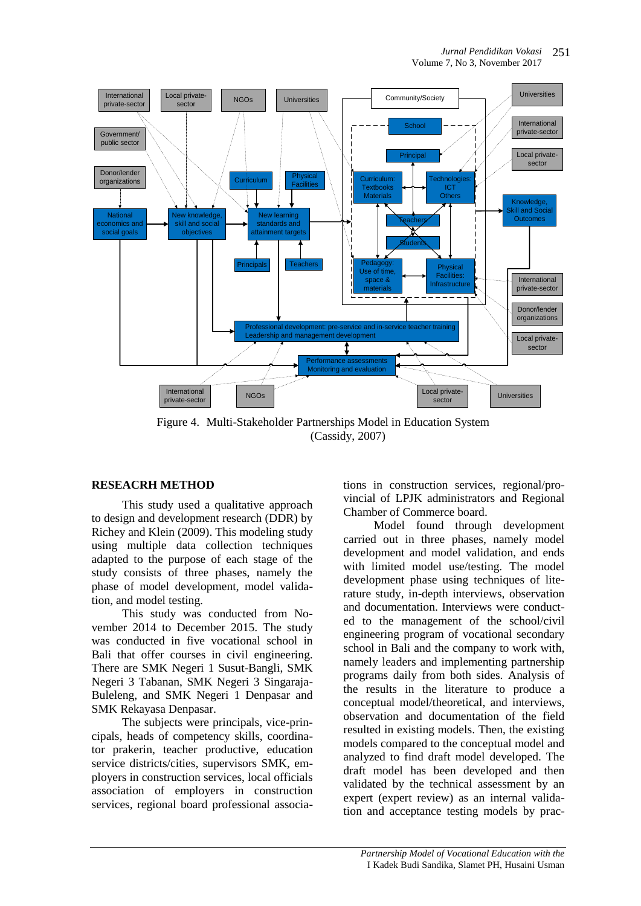Figure 4. Multi-Stakeholder Partnerships Model in Education System (Cassidy, 2007)

## RESEACRH METHOD

This study used a qualitative approach to design and development research (DDR) by Richey and Klein (2009). This modeling study using multiple data collection techniques adapted to the purpose of each stage of the study consists of three phases, namely the phase of model development, model validation, and model testing.

This study was conducted from November 2014 to December 2015. The study was conducted in five vocational school in Bali that offer courses in civil engineering. There are SMK Negeri 1 Susut-Bangli, SMK Negeri 3 Tabanan, SMK Negeri 3 Singaraja-Buleleng, and SMK Negeri 1 Denpasar and SMK Rekayasa Denpasar.

The subjects were principals, vice-principals, heads of competency skills, coordinator prakerin, teacher productive, education service districts/cities, supervisors SMK, employers in construction services, local officials association of employers in construction services, regional board professional associations in construction services, regional/provincial of LPJK administrators and Regional Chamber of Commerce board.

Model found through development carried out in three phases, namely model development and model validation, and ends with limited model use/testing. The model development phase using techniques of literature study, in-depth interviews, observation and documentation. Interviews were conducted to the management of the school/civil engineering program of vocational secondary school in Bali and the company to work with, namely leaders and implementing partnership programs daily from both sides. Analysis of the results in the literature to produce a conceptual model/theoretical, and interviews, observation and documentation of the field resulted in existing models. Then, the existing models compared to the conceptual model and analyzed to find draft model developed. The draft model has been developed and then validated by the technical assessment by an expert (expert review) as an internal validation and acceptance testing models by prac-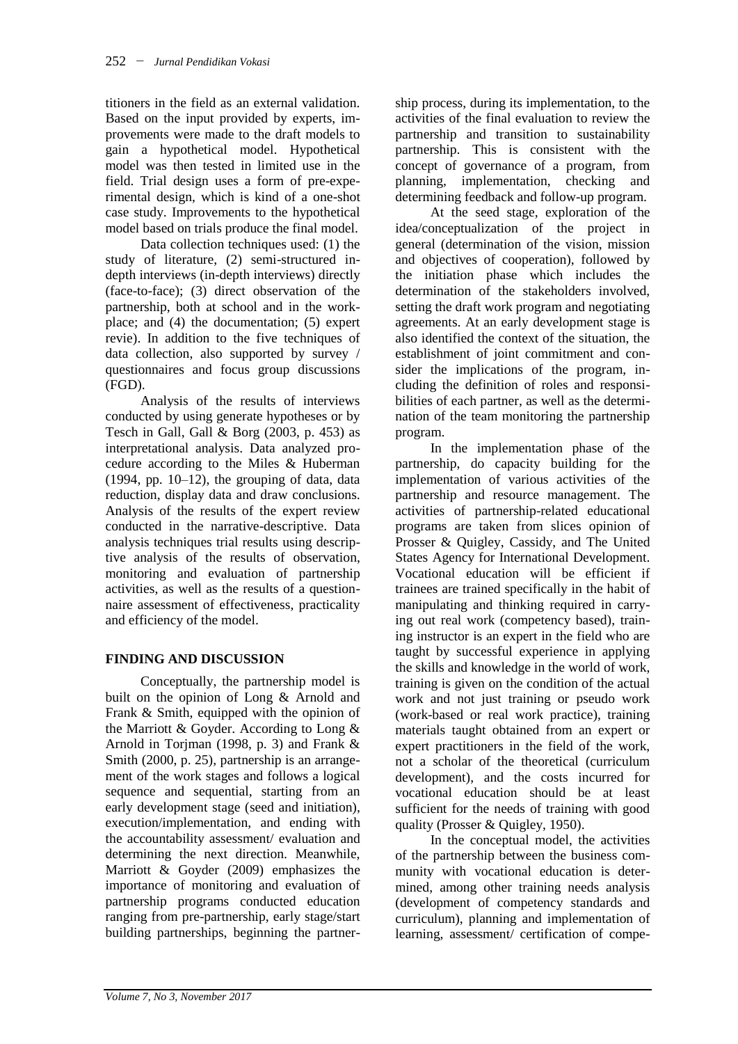titioners in the field as an external validation. Based on the input provided by experts, improvements were made to the draft models to gain a hypothetical model. Hypothetical model was then tested in limited use in the field. Trial design uses a form of pre-experimental design, which is kind of a one-shot case study. Improvements to the hypothetical model based on trials produce the final model.

Data collection techniques used: (1) the study of literature, (2) semi-structured in-depth interviews (in-depth interviews) directly (face-to-face); (3) direct observation of the partnership, both at school and in the workplace; and (4) the documentation; (5) expert revie). In addition to the five techniques of data collection, also supported by survey / questionnaires and focus group discussions (FGD).

Analysis of the results of interviews conducted by using generate hypotheses or by Tesch in Gall, Gall & Borg (2003, p. 453) as interpretational analysis. Data analyzed procedure according to the Miles & Huberman (1994, pp. 10–12), the grouping of data, data reduction, display data and draw conclusions. Analysis of the results of the expert review conducted in the narrative-descriptive. Data analysis techniques trial results using descriptive analysis of the results of observation, monitoring and evaluation of partnership activities, as well as the results of a questionnaire assessment of effectiveness, practicality and efficiency of the model.

## FINDING AND DISCUSSION

Conceptually, the partnership model is built on the opinion of Long & Arnold and Frank & Smith, equipped with the opinion of the Marriott & Goyder. According to Long & Arnold in Torjman (1998, p. 3) and Frank & Smith (2000, p. 25), partnership is an arrangement of the work stages and follows a logical sequence and sequential, starting from an early development stage (seed and initiation), execution/implementation, and ending with the accountability assessment/ evaluation and determining the next direction. Meanwhile, Marriott & Goyder (2009) emphasizes the importance of monitoring and evaluation of partnership programs conducted education ranging from pre-partnership, early stage/start building partnerships, beginning the partnership process, during its implementation, to the activities of the final evaluation to review the partnership and transition to sustainability partnership. This is consistent with the concept of governance of a program, from planning, implementation, checking and determining feedback and follow-up program.

At the seed stage, exploration of the idea/conceptualization of the project in general (determination of the vision, mission and objectives of cooperation), followed by the initiation phase which includes the determination of the stakeholders involved, setting the draft work program and negotiating agreements. At an early development stage is also identified the context of the situation, the establishment of joint commitment and consider the implications of the program, including the definition of roles and responsibilities of each partner, as well as the determination of the team monitoring the partnership program.

In the implementation phase of the partnership, do capacity building for the implementation of various activities of the partnership and resource management. The activities of partnership-related educational programs are taken from slices opinion of Prosser & Quigley, Cassidy, and The United States Agency for International Development. Vocational education will be efficient if trainees are trained specifically in the habit of manipulating and thinking required in carrying out real work (competency based), training instructor is an expert in the field who are taught by successful experience in applying the skills and knowledge in the world of work, training is given on the condition of the actual work and not just training or pseudo work (work-based or real work practice), training materials taught obtained from an expert or expert practitioners in the field of the work, not a scholar of the theoretical (curriculum development), and the costs incurred for vocational education should be at least sufficient for the needs of training with good quality (Prosser & Quigley, 1950).

In the conceptual model, the activities of the partnership between the business community with vocational education is determined, among other training needs analysis (development of competency standards and curriculum), planning and implementation of learning, assessment/ certification of compe-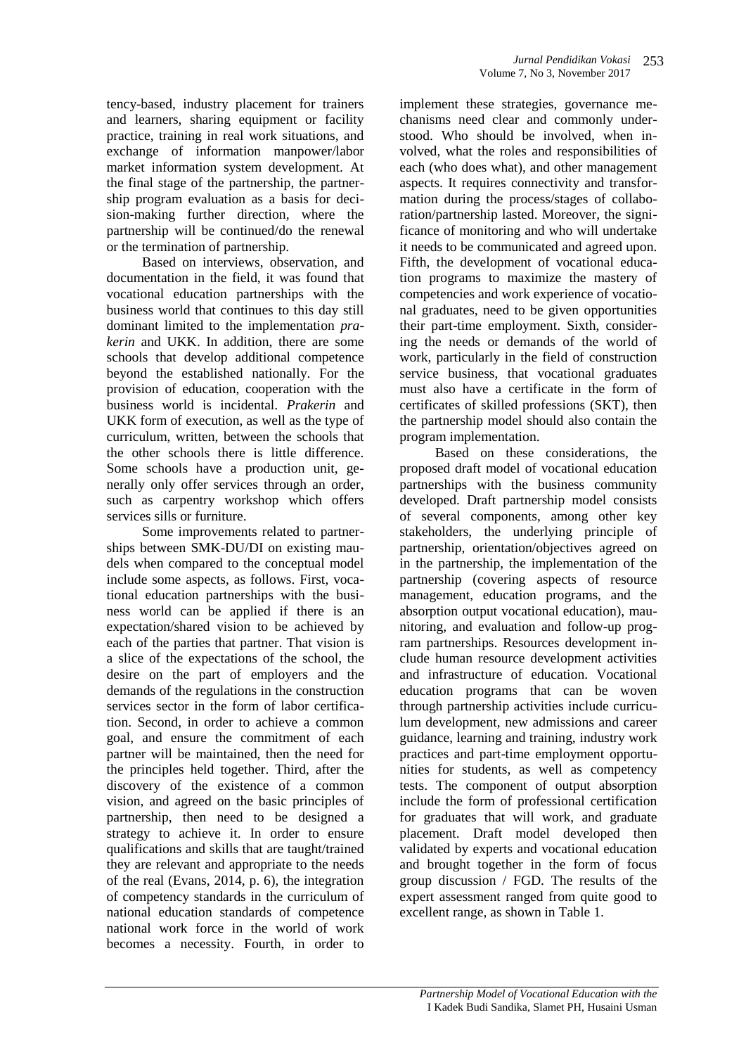tency-based, industry placement for trainers and learners, sharing equipment or facility practice, training in real work situations, and exchange of information manpower/labor market information system development. At the final stage of the partnership, the partnership program evaluation as a basis for decision-making further direction, where the partnership will be continued/do the renewal or the termination of partnership.

Based on interviews, observation, and documentation in the field, it was found that vocational education partnerships with the business world that continues to this day still dominant limited to the implementation *prakerin* and UKK. In addition, there are some schools that develop additional competence beyond the established nationally. For the provision of education, cooperation with the business world is incidental. *Prakerin* and UKK form of execution, as well as the type of curriculum, written, between the schools that the other schools there is little difference. Some schools have a production unit, generally only offer services through an order, such as carpentry workshop which offers services sills or furniture.

Some improvements related to partnerships between SMK-DU/DI on existing maudels when compared to the conceptual model include some aspects, as follows. First, vocational education partnerships with the business world can be applied if there is an expectation/shared vision to be achieved by each of the parties that partner. That vision is a slice of the expectations of the school, the desire on the part of employers and the demands of the regulations in the construction services sector in the form of labor certification. Second, in order to achieve a common goal, and ensure the commitment of each partner will be maintained, then the need for the principles held together. Third, after the discovery of the existence of a common vision, and agreed on the basic principles of partnership, then need to be designed a strategy to achieve it. In order to ensure qualifications and skills that are taught/trained they are relevant and appropriate to the needs of the real (Evans, 2014, p. 6), the integration of competency standards in the curriculum of national education standards of competence national work force in the world of work becomes a necessity. Fourth, in order to implement these strategies, governance mechanisms need clear and commonly understood. Who should be involved, when involved, what the roles and responsibilities of each (who does what), and other management aspects. It requires connectivity and transformation during the process/stages of collaboration/partnership lasted. Moreover, the significance of monitoring and who will undertake it needs to be communicated and agreed upon. Fifth, the development of vocational education programs to maximize the mastery of competencies and work experience of vocational graduates, need to be given opportunities their part-time employment. Sixth, considering the needs or demands of the world of work, particularly in the field of construction service business, that vocational graduates must also have a certificate in the form of certificates of skilled professions (SKT), then the partnership model should also contain the program implementation.

Based on these considerations, the proposed draft model of vocational education partnerships with the business community developed. Draft partnership model consists of several components, among other key stakeholders, the underlying principle of partnership, orientation/objectives agreed on in the partnership, the implementation of the partnership (covering aspects of resource management, education programs, and the absorption output vocational education), maunitoring, and evaluation and follow-up program partnerships. Resources development include human resource development activities and infrastructure of education. Vocational education programs that can be woven through partnership activities include curriculum development, new admissions and career guidance, learning and training, industry work practices and part-time employment opportunities for students, as well as competency tests. The component of output absorption include the form of professional certification for graduates that will work, and graduate placement. Draft model developed then validated by experts and vocational education and brought together in the form of focus group discussion / FGD. The results of the expert assessment ranged from quite good to excellent range, as shown in Table 1.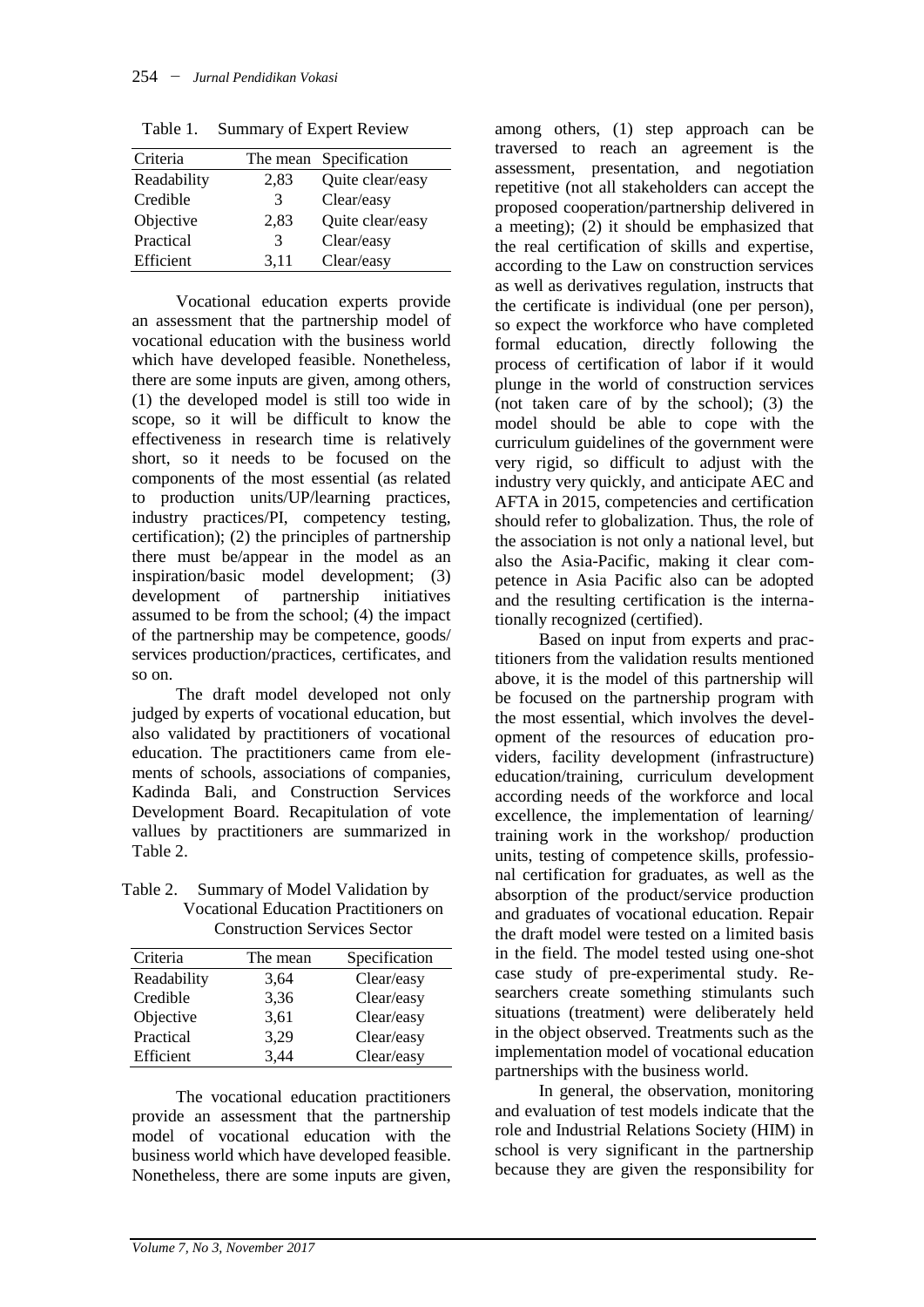Table 1. Summary of Expert Review

| Criteria | The mean | Specification |
|---|---|---|
| Readability | 2,83 | Quite clear/easy |
| Credible | 3 | Clear/easy |
| Objective | 2,83 | Quite clear/easy |
| Practical | 3 | Clear/easy |
| Efficient | 3,11 | Clear/easy |

Vocational education experts provide an assessment that the partnership model of vocational education with the business world which have developed feasible. Nonetheless, there are some inputs are given, among others, (1) the developed model is still too wide in scope, so it will be difficult to know the effectiveness in research time is relatively short, so it needs to be focused on the components of the most essential (as related to production units/UP/learning practices, industry practices/PI, competency testing, certification); (2) the principles of partnership there must be/appear in the model as an inspiration/basic model development; (3) development of partnership initiatives assumed to be from the school; (4) the impact of the partnership may be competence, goods/ services production/practices, certificates, and so on.

The draft model developed not only judged by experts of vocational education, but also validated by practitioners of vocational education. The practitioners came from elements of schools, associations of companies, Kadinda Bali, and Construction Services Development Board. Recapitulation of vote vallues by practitioners are summarized in Table 2.

Table 2. Summary of Model Validation by Vocational Education Practitioners on Construction Services Sector

| Criteria | The mean | Specification |
|---|---|---|
| Readability | 3,64 | Clear/easy |
| Credible | 3,36 | Clear/easy |
| Objective | 3,61 | Clear/easy |
| Practical | 3,29 | Clear/easy |
| Efficient | 3,44 | Clear/easy |

The vocational education practitioners provide an assessment that the partnership model of vocational education with the business world which have developed feasible. Nonetheless, there are some inputs are given, among others, (1) step approach can be traversed to reach an agreement is the assessment, presentation, and negotiation repetitive (not all stakeholders can accept the proposed cooperation/partnership delivered in a meeting); (2) it should be emphasized that the real certification of skills and expertise, according to the Law on construction services as well as derivatives regulation, instructs that the certificate is individual (one per person), so expect the workforce who have completed formal education, directly following the process of certification of labor if it would plunge in the world of construction services (not taken care of by the school); (3) the model should be able to cope with the curriculum guidelines of the government were very rigid, so difficult to adjust with the industry very quickly, and anticipate AEC and AFTA in 2015, competencies and certification should refer to globalization. Thus, the role of the association is not only a national level, but also the Asia-Pacific, making it clear competence in Asia Pacific also can be adopted and the resulting certification is the internationally recognized (certified).

Based on input from experts and practitioners from the validation results mentioned above, it is the model of this partnership will be focused on the partnership program with the most essential, which involves the development of the resources of education providers, facility development (infrastructure) education/training, curriculum development according needs of the workforce and local excellence, the implementation of learning/ training work in the workshop/ production units, testing of competence skills, professional certification for graduates, as well as the absorption of the product/service production and graduates of vocational education. Repair the draft model were tested on a limited basis in the field. The model tested using one-shot case study of pre-experimental study. Researchers create something stimulants such situations (treatment) were deliberately held in the object observed. Treatments such as the implementation model of vocational education partnerships with the business world.

In general, the observation, monitoring and evaluation of test models indicate that the role and Industrial Relations Society (HIM) in school is very significant in the partnership because they are given the responsibility for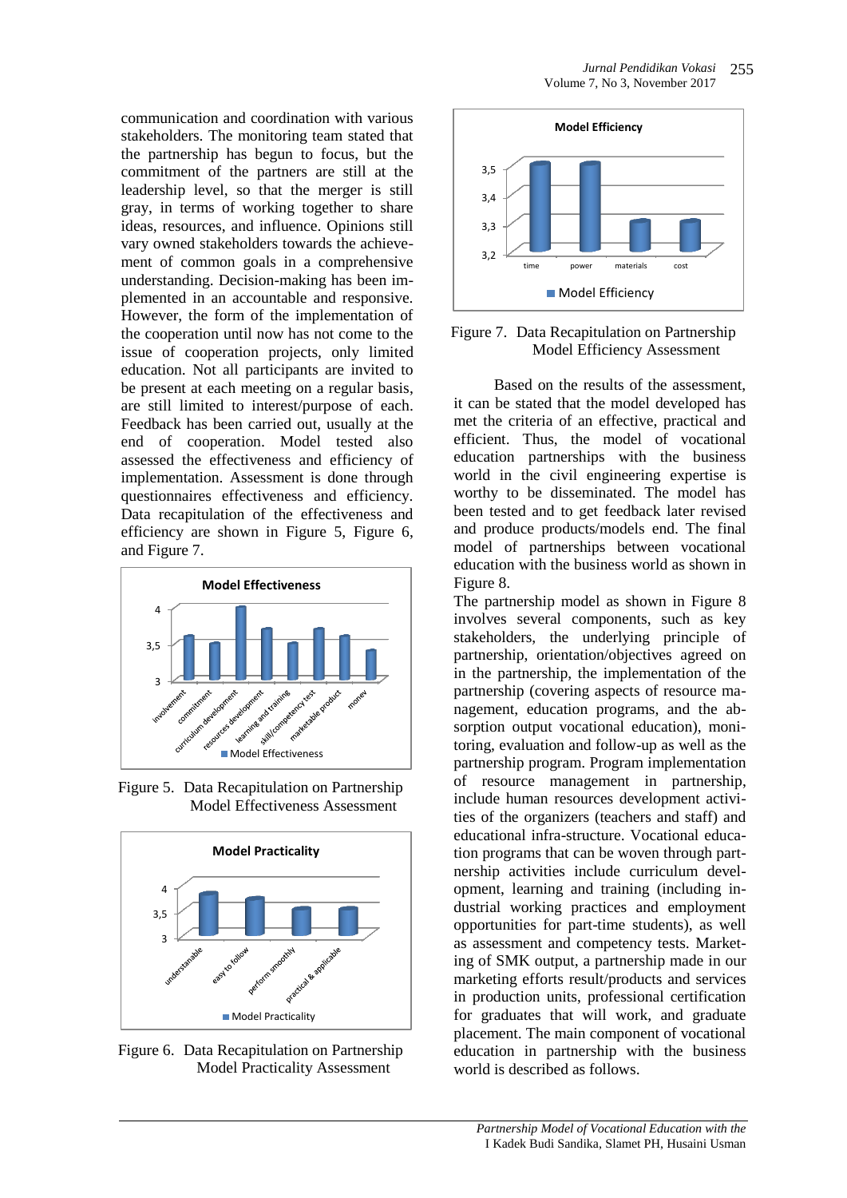communication and coordination with various stakeholders. The monitoring team stated that the partnership has begun to focus, but the commitment of the partners are still at the leadership level, so that the merger is still gray, in terms of working together to share ideas, resources, and influence. Opinions still vary owned stakeholders towards the achievement of common goals in a comprehensive understanding. Decision-making has been implemented in an accountable and responsive. However, the form of the implementation of the cooperation until now has not come to the issue of cooperation projects, only limited education. Not all participants are invited to be present at each meeting on a regular basis, are still limited to interest/purpose of each. Feedback has been carried out, usually at the end of cooperation. Model tested also assessed the effectiveness and efficiency of implementation. Assessment is done through questionnaires effectiveness and efficiency. Data recapitulation of the effectiveness and efficiency are shown in Figure 5, Figure 6, and Figure 7.

Figure 5. Data Recapitulation on Partnership Model Effectiveness Assessment

Figure 6. Data Recapitulation on Partnership Model Practicality Assessment

Figure 7. Data Recapitulation on Partnership Model Efficiency Assessment

Based on the results of the assessment, it can be stated that the model developed has met the criteria of an effective, practical and efficient. Thus, the model of vocational education partnerships with the business world in the civil engineering expertise is worthy to be disseminated. The model has been tested and to get feedback later revised and produce products/models end. The final model of partnerships between vocational education with the business world as shown in Figure 8.

The partnership model as shown in Figure 8 involves several components, such as key stakeholders, the underlying principle of partnership, orientation/objectives agreed on in the partnership, the implementation of the partnership (covering aspects of resource management, education programs, and the absorption output vocational education), monitoring, evaluation and follow-up as well as the partnership program. Program implementation of resource management in partnership, include human resources development activities of the organizers (teachers and staff) and educational infra-structure. Vocational education programs that can be woven through partnership activities include curriculum development, learning and training (including industrial working practices and employment opportunities for part-time students), as well as assessment and competency tests. Marketing of SMK output, a partnership made in our marketing efforts result/products and services in production units, professional certification for graduates that will work, and graduate placement. The main component of vocational education in partnership with the business world is described as follows.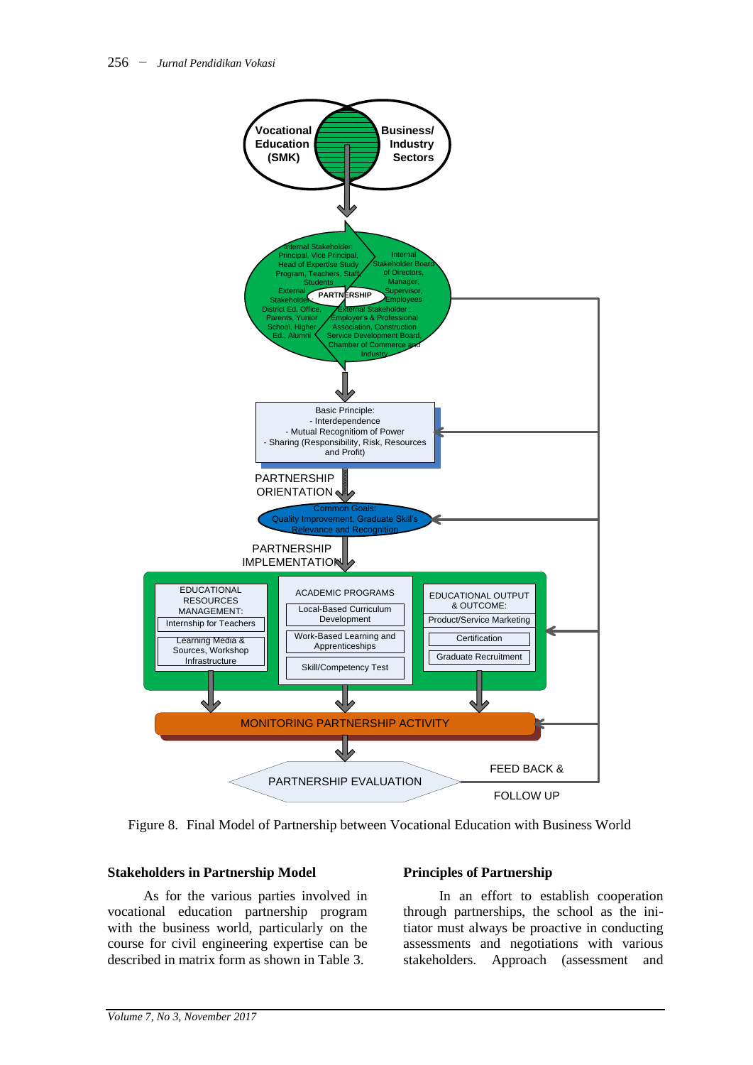Figure 8. Final Model of Partnership between Vocational Education with Business World

### Stakeholders in Partnership Model

As for the various parties involved in vocational education partnership program with the business world, particularly on the course for civil engineering expertise can be described in matrix form as shown in Table 3.

### Principles of Partnership

In an effort to establish cooperation through partnerships, the school as the initiator must always be proactive in conducting assessments and negotiations with various stakeholders. Approach (assessment and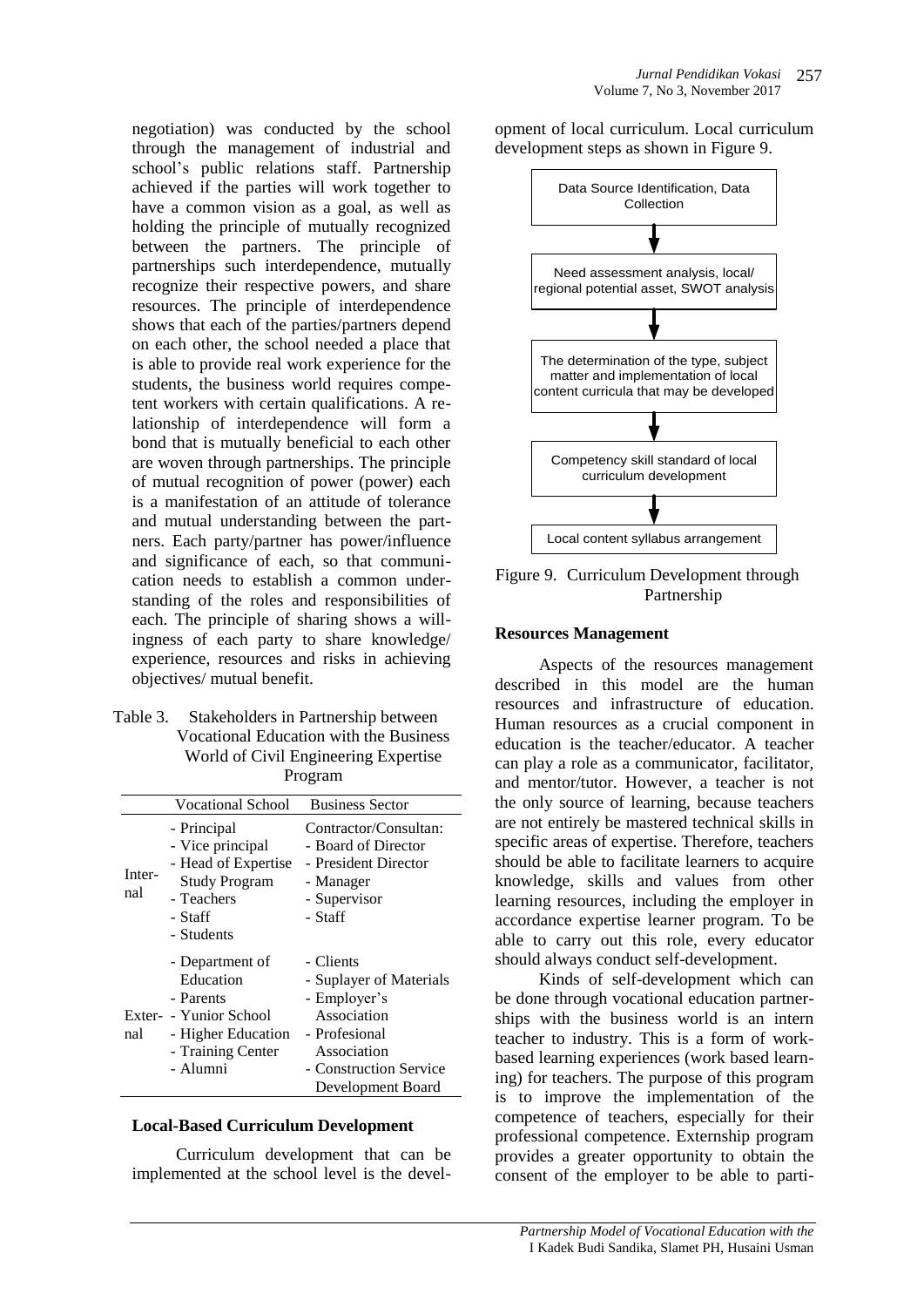negotiation) was conducted by the school through the management of industrial and school's public relations staff. Partnership achieved if the parties will work together to have a common vision as a goal, as well as holding the principle of mutually recognized between the partners. The principle of partnerships such interdependence, mutually recognize their respective powers, and share resources. The principle of interdependence shows that each of the parties/partners depend on each other, the school needed a place that is able to provide real work experience for the students, the business world requires competent workers with certain qualifications. A relationship of interdependence will form a bond that is mutually beneficial to each other are woven through partnerships. The principle of mutual recognition of power (power) each is a manifestation of an attitude of tolerance and mutual understanding between the partners. Each party/partner has power/influence and significance of each, so that communication needs to establish a common understanding of the roles and responsibilities of each. The principle of sharing shows a willingness of each party to share knowledge/ experience, resources and risks in achieving objectives/ mutual benefit.

Table 3. Stakeholders in Partnership between Vocational Education with the Business World of Civil Engineering Expertise Program

| | Vocational School | Business Sector |
|---|---|---|
| Internal | - Principal<br>- Vice principal<br>- Head of Expertise Study Program<br>- Teachers<br>- Staff<br>- Students | Contractor/Consultan:<br>- Board of Director<br>- President Director<br>- Manager<br>- Supervisor<br>- Staff |
| External | - Department of Education<br>- Parents<br>- Yunior School<br>- Higher Education<br>- Training Center<br>- Alumni | - Clients<br>- Suplayer of Materials<br>- Employer's Association<br>- Profesional Association<br>- Construction Service Development Board |

**Local-Based Curriculum Development**

Curriculum development that can be implemented at the school level is the development of local curriculum. Local curriculum development steps as shown in Figure 9.

Data Source Identification, Data Collection
↓
Need assessment analysis, local/ regional potential asset, SWOT analysis
↓
The determination of the type, subject matter and implementation of local content curricula that may be developed
↓
Competency skill standard of local curriculum development
↓
Local content syllabus arrangement

Figure 9. Curriculum Development through Partnership

**Resources Management**

Aspects of the resources management described in this model are the human resources and infrastructure of education. Human resources as a crucial component in education is the teacher/educator. A teacher can play a role as a communicator, facilitator, and mentor/tutor. However, a teacher is not the only source of learning, because teachers are not entirely be mastered technical skills in specific areas of expertise. Therefore, teachers should be able to facilitate learners to acquire knowledge, skills and values from other learning resources, including the employer in accordance expertise learner program. To be able to carry out this role, every educator should always conduct self-development.

Kinds of self-development which can be done through vocational education partnerships with the business world is an intern teacher to industry. This is a form of work-based learning experiences (work based learning) for teachers. The purpose of this program is to improve the implementation of the competence of teachers, especially for their professional competence. Externship program provides a greater opportunity to obtain the consent of the employer to be able to parti-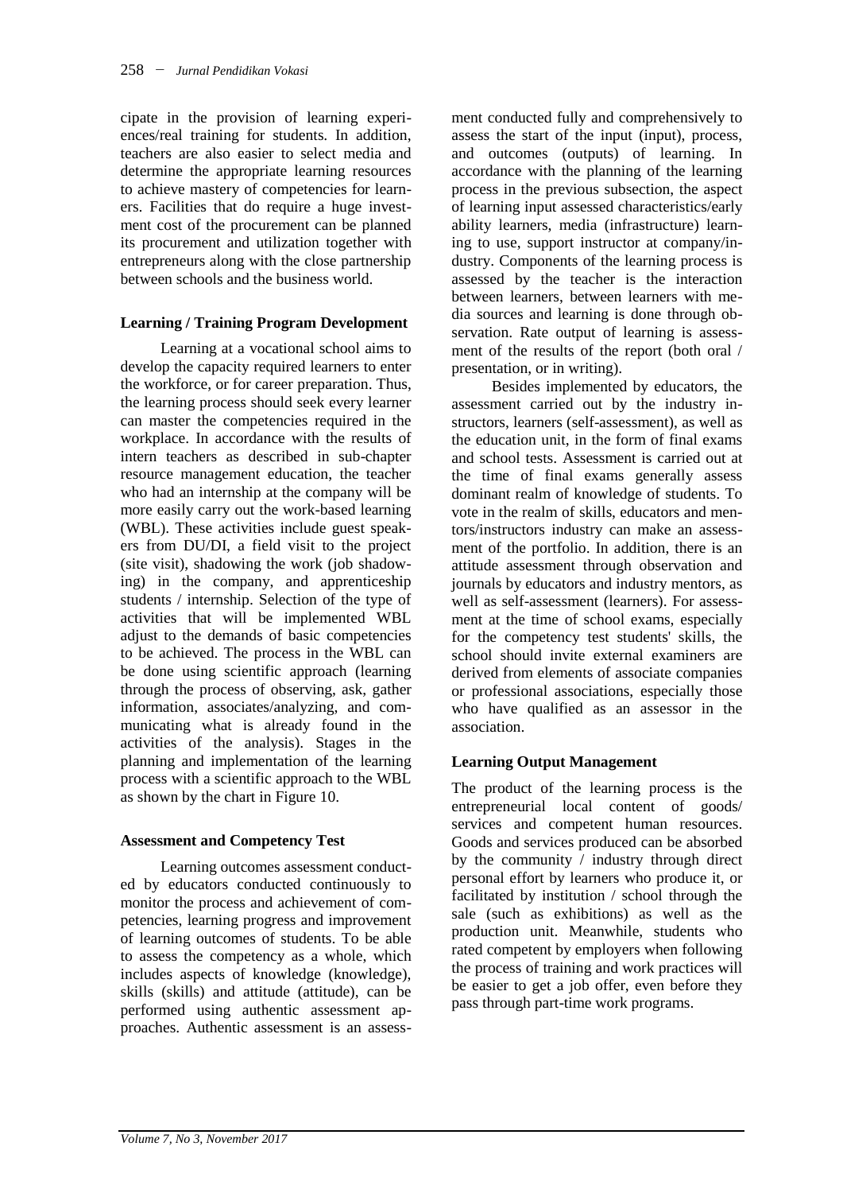cipate in the provision of learning experiences/real training for students. In addition, teachers are also easier to select media and determine the appropriate learning resources to achieve mastery of competencies for learners. Facilities that do require a huge investment cost of the procurement can be planned its procurement and utilization together with entrepreneurs along with the close partnership between schools and the business world.

## Learning / Training Program Development

Learning at a vocational school aims to develop the capacity required learners to enter the workforce, or for career preparation. Thus, the learning process should seek every learner can master the competencies required in the workplace. In accordance with the results of intern teachers as described in sub-chapter resource management education, the teacher who had an internship at the company will be more easily carry out the work-based learning (WBL). These activities include guest speakers from DU/DI, a field visit to the project (site visit), shadowing the work (job shadowing) in the company, and apprenticeship students / internship. Selection of the type of activities that will be implemented WBL adjust to the demands of basic competencies to be achieved. The process in the WBL can be done using scientific approach (learning through the process of observing, ask, gather information, associates/analyzing, and communicating what is already found in the activities of the analysis). Stages in the planning and implementation of the learning process with a scientific approach to the WBL as shown by the chart in Figure 10.

## Assessment and Competency Test

Learning outcomes assessment conducted by educators conducted continuously to monitor the process and achievement of competencies, learning progress and improvement of learning outcomes of students. To be able to assess the competency as a whole, which includes aspects of knowledge (knowledge), skills (skills) and attitude (attitude), can be performed using authentic assessment approaches. Authentic assessment is an assessment conducted fully and comprehensively to assess the start of the input (input), process, and outcomes (outputs) of learning. In accordance with the planning of the learning process in the previous subsection, the aspect of learning input assessed characteristics/early ability learners, media (infrastructure) learning to use, support instructor at company/industry. Components of the learning process is assessed by the teacher is the interaction between learners, between learners with media sources and learning is done through observation. Rate output of learning is assessment of the results of the report (both oral / presentation, or in writing).

Besides implemented by educators, the assessment carried out by the industry instructors, learners (self-assessment), as well as the education unit, in the form of final exams and school tests. Assessment is carried out at the time of final exams generally assess dominant realm of knowledge of students. To vote in the realm of skills, educators and mentors/instructors industry can make an assessment of the portfolio. In addition, there is an attitude assessment through observation and journals by educators and industry mentors, as well as self-assessment (learners). For assessment at the time of school exams, especially for the competency test students' skills, the school should invite external examiners are derived from elements of associate companies or professional associations, especially those who have qualified as an assessor in the association.

## Learning Output Management

The product of the learning process is the entrepreneurial local content of goods/ services and competent human resources. Goods and services produced can be absorbed by the community / industry through direct personal effort by learners who produce it, or facilitated by institution / school through the sale (such as exhibitions) as well as the production unit. Meanwhile, students who rated competent by employers when following the process of training and work practices will be easier to get a job offer, even before they pass through part-time work programs.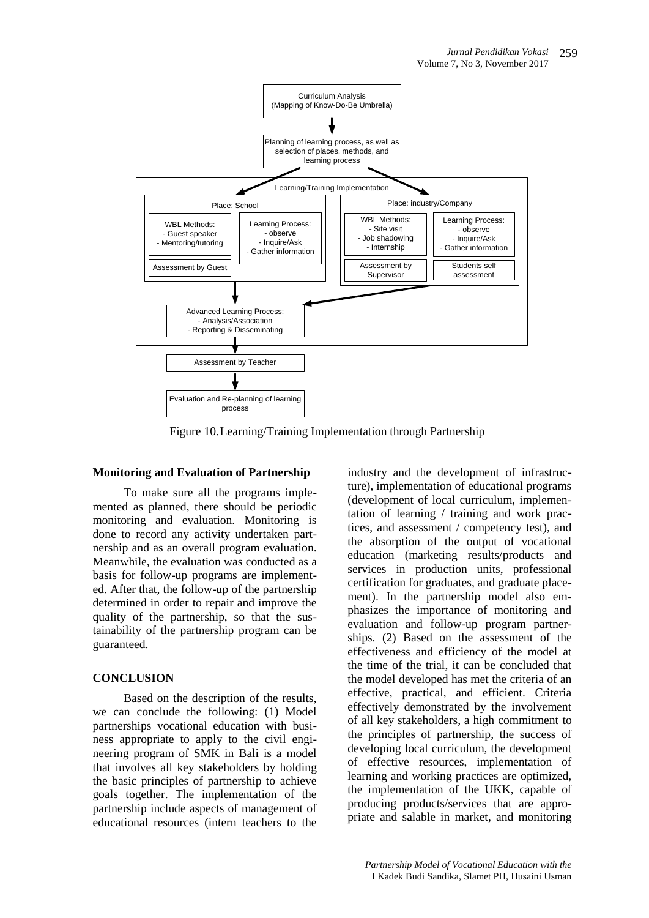Figure 10. Learning/Training Implementation through Partnership

**Monitoring and Evaluation of Partnership**

To make sure all the programs implemented as planned, there should be periodic monitoring and evaluation. Monitoring is done to record any activity undertaken partnership and as an overall program evaluation. Meanwhile, the evaluation was conducted as a basis for follow-up programs are implemented. After that, the follow-up of the partnership determined in order to repair and improve the quality of the partnership, so that the sustainability of the partnership program can be guaranteed.

## CONCLUSION

Based on the description of the results, we can conclude the following: (1) Model partnerships vocational education with business appropriate to apply to the civil engineering program of SMK in Bali is a model that involves all key stakeholders by holding the basic principles of partnership to achieve goals together. The implementation of the partnership include aspects of management of educational resources (intern teachers to the industry and the development of infrastructure), implementation of educational programs (development of local curriculum, implementation of learning / training and work practices, and assessment / competency test), and the absorption of the output of vocational education (marketing results/products and services in production units, professional certification for graduates, and graduate placement). In the partnership model also emphasizes the importance of monitoring and evaluation and follow-up program partnerships. (2) Based on the assessment of the effectiveness and efficiency of the model at the time of the trial, it can be concluded that the model developed has met the criteria of an effective, practical, and efficient. Criteria effectively demonstrated by the involvement of all key stakeholders, a high commitment to the principles of partnership, the success of developing local curriculum, the development of effective resources, implementation of learning and working practices are optimized, the implementation of the UKK, capable of producing products/services that are appropriate and salable in market, and monitoring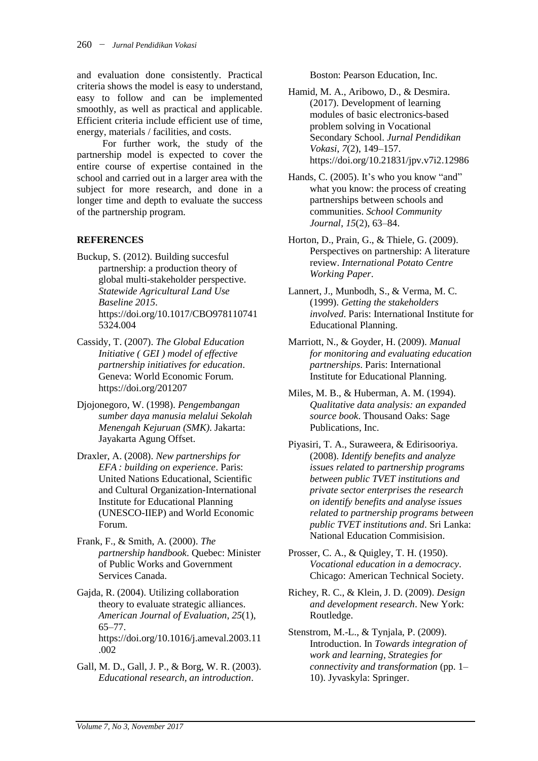and evaluation done consistently. Practical criteria shows the model is easy to understand, easy to follow and can be implemented smoothly, as well as practical and applicable. Efficient criteria include efficient use of time, energy, materials / facilities, and costs.

For further work, the study of the partnership model is expected to cover the entire course of expertise contained in the school and carried out in a larger area with the subject for more research, and done in a longer time and depth to evaluate the success of the partnership program.

## REFERENCES

Buckup, S. (2012). Building succesful partnership: a production theory of global multi-stakeholder perspective. *Statewide Agricultural Land Use Baseline 2015*. https://doi.org/10.1017/CBO9781107415324.004

Cassidy, T. (2007). *The Global Education Initiative ( GEI ) model of effective partnership initiatives for education*. Geneva: World Economic Forum. https://doi.org/201207

Djojonegoro, W. (1998). *Pengembangan sumber daya manusia melalui Sekolah Menengah Kejuruan (SMK)*. Jakarta: Jayakarta Agung Offset.

Draxler, A. (2008). *New partnerships for EFA : building on experience*. Paris: United Nations Educational, Scientific and Cultural Organization-International Institute for Educational Planning (UNESCO-IIEP) and World Economic Forum.

Frank, F., & Smith, A. (2000). *The partnership handbook*. Quebec: Minister of Public Works and Government Services Canada.

Gajda, R. (2004). Utilizing collaboration theory to evaluate strategic alliances. *American Journal of Evaluation*, *25*(1), 65–77. https://doi.org/10.1016/j.ameval.2003.11.002

Gall, M. D., Gall, J. P., & Borg, W. R. (2003). *Educational research, an introduction*. Boston: Pearson Education, Inc.

Hamid, M. A., Aribowo, D., & Desmira. (2017). Development of learning modules of basic electronics-based problem solving in Vocational Secondary School. *Jurnal Pendidikan Vokasi*, *7*(2), 149–157. https://doi.org/10.21831/jpv.v7i2.12986

Hands, C. (2005). It's who you know "and" what you know: the process of creating partnerships between schools and communities. *School Community Journal*, *15*(2), 63–84.

Horton, D., Prain, G., & Thiele, G. (2009). Perspectives on partnership: A literature review. *International Potato Centre Working Paper*.

Lannert, J., Munbodh, S., & Verma, M. C. (1999). *Getting the stakeholders involved*. Paris: International Institute for Educational Planning.

Marriott, N., & Goyder, H. (2009). *Manual for monitoring and evaluating education partnerships*. Paris: International Institute for Educational Planning.

Miles, M. B., & Huberman, A. M. (1994). *Qualitative data analysis: an expanded source book*. Thousand Oaks: Sage Publications, Inc.

Piyasiri, T. A., Suraweera, & Edirisooriya. (2008). *Identify benefits and analyze issues related to partnership programs between public TVET institutions and private sector enterprises the research on identify benefits and analyse issues related to partnership programs between public TVET institutions and*. Sri Lanka: National Education Commisision.

Prosser, C. A., & Quigley, T. H. (1950). *Vocational education in a democracy*. Chicago: American Technical Society.

Richey, R. C., & Klein, J. D. (2009). *Design and development research*. New York: Routledge.

Stenstrom, M.-L., & Tynjala, P. (2009). Introduction. In *Towards integration of work and learning, Strategies for connectivity and transformation* (pp. 1–10). Jyvaskyla: Springer.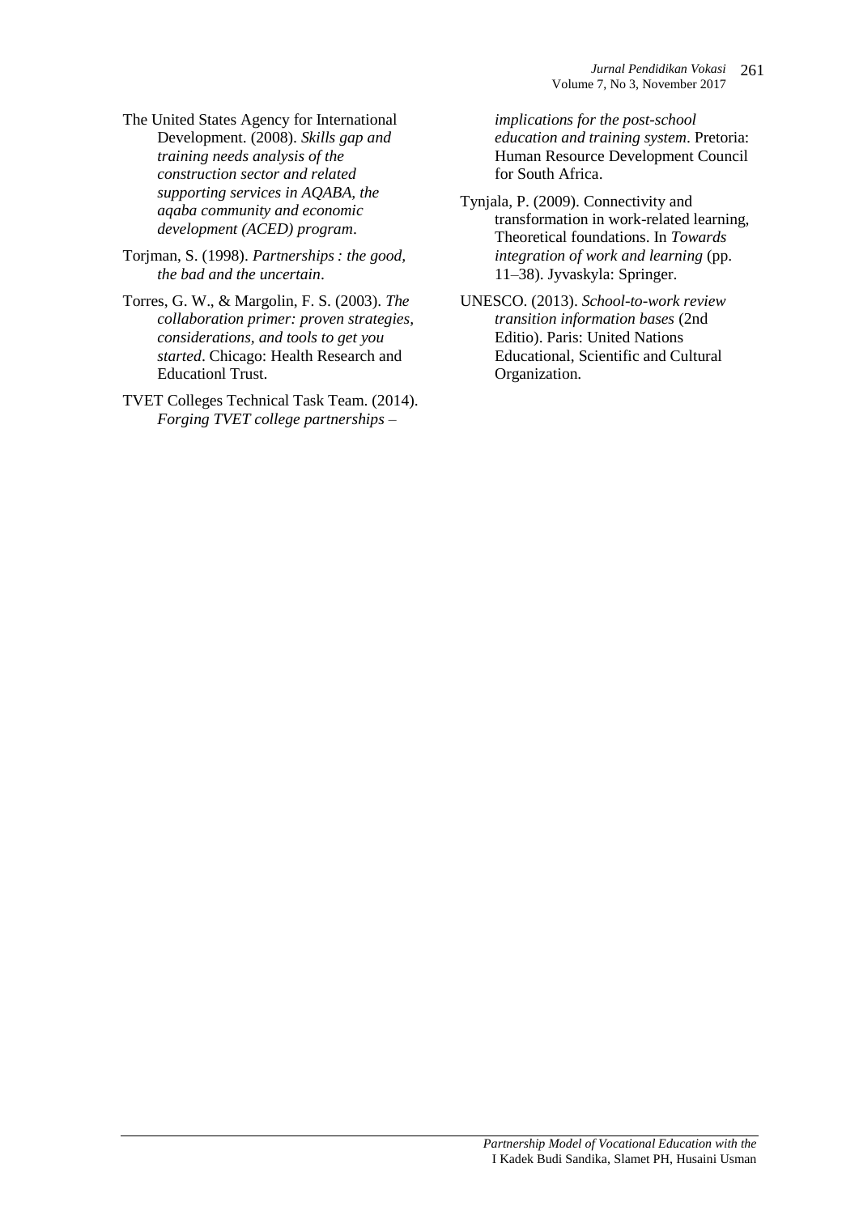The United States Agency for International Development. (2008). *Skills gap and training needs analysis of the construction sector and related supporting services in AQABA, the aqaba community and economic development (ACED) program*.

Torjman, S. (1998). *Partnerships : the good, the bad and the uncertain*.

Torres, G. W., & Margolin, F. S. (2003). *The collaboration primer: proven strategies, considerations, and tools to get you started*. Chicago: Health Research and Educationl Trust.

TVET Colleges Technical Task Team. (2014). *Forging TVET college partnerships – implications for the post-school education and training system*. Pretoria: Human Resource Development Council for South Africa.

Tynjala, P. (2009). Connectivity and transformation in work-related learning, Theoretical foundations. In *Towards integration of work and learning* (pp. 11–38). Jyvaskyla: Springer.

UNESCO. (2013). *School-to-work review transition information bases* (2nd Editio). Paris: United Nations Educational, Scientific and Cultural Organization.